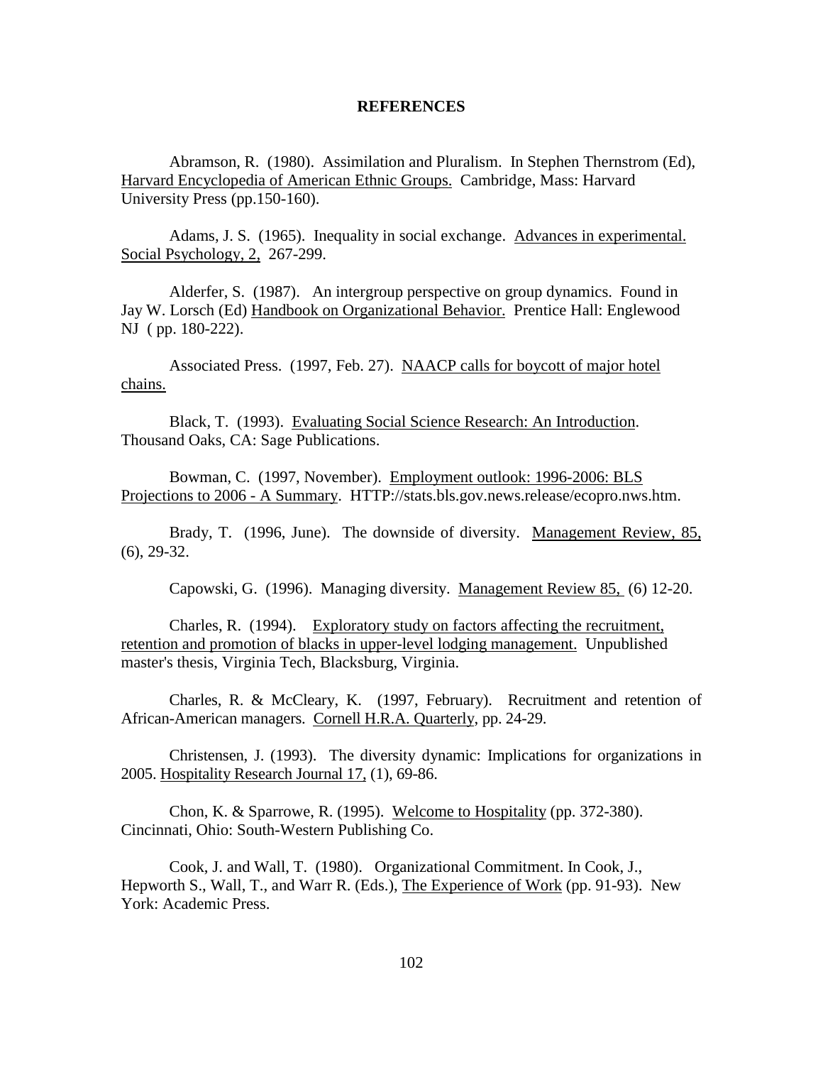# REFERENCES

Abramson, R. (1980). Assimilation and Pluralism. In Stephen Thernstrom (Ed), Harvard Encyclopedia of American Ethnic Groups. Cambridge, Mass: Harvard University Press (pp.150-160).

Adams, J. S. (1965). Inequality in social exchange. Advances in experimental. Social Psychology, 2, 267-299.

Alderfer, S. (1987). An intergroup perspective on group dynamics. Found in Jay W. Lorsch (Ed) Handbook on Organizational Behavior. Prentice Hall: Englewood NJ ( pp. 180-222).

Associated Press. (1997, Feb. 27). NAACP calls for boycott of major hotel chains.

Black, T. (1993). Evaluating Social Science Research: An Introduction. Thousand Oaks, CA: Sage Publications.

Bowman, C. (1997, November). Employment outlook: 1996-2006: BLS Projections to 2006 - A Summary. HTTP://stats.bls.gov.news.release/ecopro.nws.htm.

Brady, T. (1996, June). The downside of diversity. Management Review, 85, (6), 29-32.

Capowski, G. (1996). Managing diversity. Management Review 85, (6) 12-20.

Charles, R. (1994). Exploratory study on factors affecting the recruitment, retention and promotion of blacks in upper-level lodging management. Unpublished master's thesis, Virginia Tech, Blacksburg, Virginia.

Charles, R. & McCleary, K. (1997, February). Recruitment and retention of African-American managers. Cornell H.R.A. Quarterly, pp. 24-29.

Christensen, J. (1993). The diversity dynamic: Implications for organizations in 2005. Hospitality Research Journal 17, (1), 69-86.

Chon, K. & Sparrowe, R. (1995). Welcome to Hospitality (pp. 372-380). Cincinnati, Ohio: South-Western Publishing Co.

Cook, J. and Wall, T. (1980). Organizational Commitment. In Cook, J., Hepworth S., Wall, T., and Warr R. (Eds.), The Experience of Work (pp. 91-93). New York: Academic Press.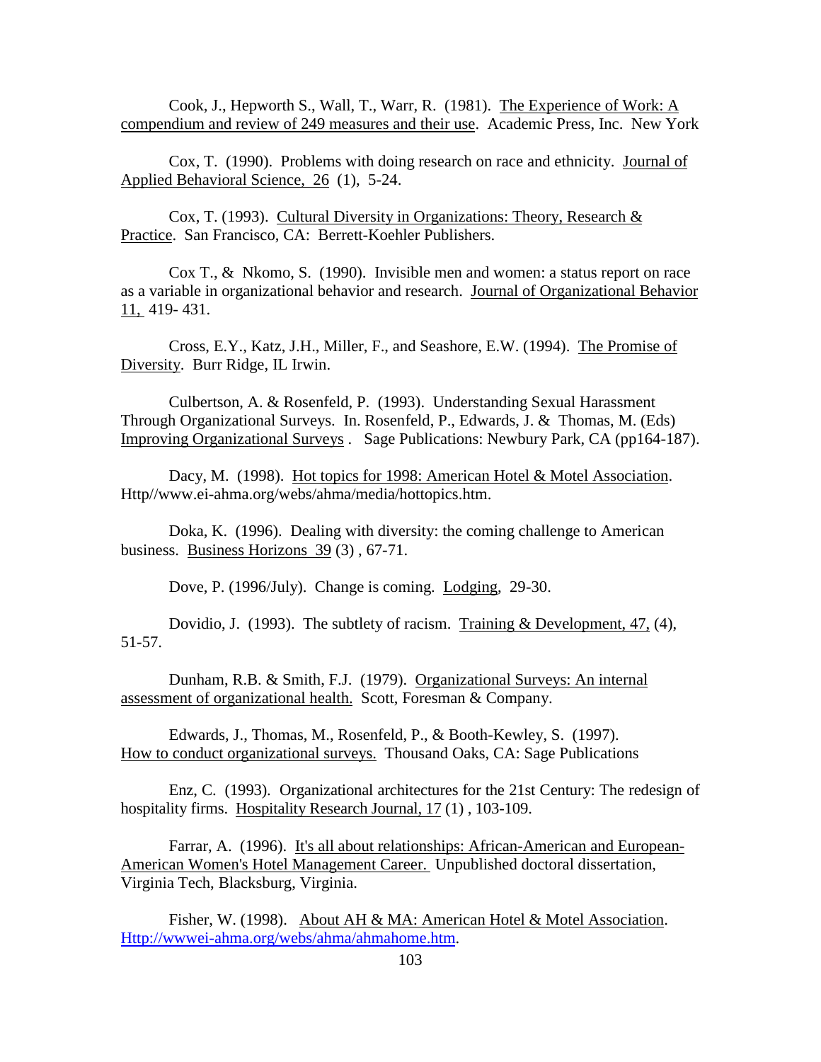Cook, J., Hepworth S., Wall, T., Warr, R. (1981). The Experience of Work: A compendium and review of 249 measures and their use. Academic Press, Inc. New York

Cox, T. (1990). Problems with doing research on race and ethnicity. Journal of Applied Behavioral Science, 26 (1), 5-24.

Cox, T. (1993). Cultural Diversity in Organizations: Theory, Research & Practice. San Francisco, CA: Berrett-Koehler Publishers.

Cox T., & Nkomo, S. (1990). Invisible men and women: a status report on race as a variable in organizational behavior and research. Journal of Organizational Behavior 11, 419- 431.

Cross, E.Y., Katz, J.H., Miller, F., and Seashore, E.W. (1994). The Promise of Diversity. Burr Ridge, IL Irwin.

Culbertson, A. & Rosenfeld, P. (1993). Understanding Sexual Harassment Through Organizational Surveys. In. Rosenfeld, P., Edwards, J. & Thomas, M. (Eds) Improving Organizational Surveys . Sage Publications: Newbury Park, CA (pp164-187).

Dacy, M. (1998). Hot topics for 1998: American Hotel & Motel Association. Http//www.ei-ahma.org/webs/ahma/media/hottopics.htm.

Doka, K. (1996). Dealing with diversity: the coming challenge to American business. Business Horizons 39 (3) , 67-71.

Dove, P. (1996/July). Change is coming. Lodging, 29-30.

Dovidio, J. (1993). The subtlety of racism. Training & Development, 47, (4), 51-57.

Dunham, R.B. & Smith, F.J. (1979). Organizational Surveys: An internal assessment of organizational health. Scott, Foresman & Company.

Edwards, J., Thomas, M., Rosenfeld, P., & Booth-Kewley, S. (1997). How to conduct organizational surveys. Thousand Oaks, CA: Sage Publications

Enz, C. (1993). Organizational architectures for the 21st Century: The redesign of hospitality firms. Hospitality Research Journal, 17 (1) , 103-109.

Farrar, A. (1996). It's all about relationships: African-American and European-American Women's Hotel Management Career. Unpublished doctoral dissertation, Virginia Tech, Blacksburg, Virginia.

Fisher, W. (1998). About AH & MA: American Hotel & Motel Association. Http://wwwei-ahma.org/webs/ahma/ahmahome.htm.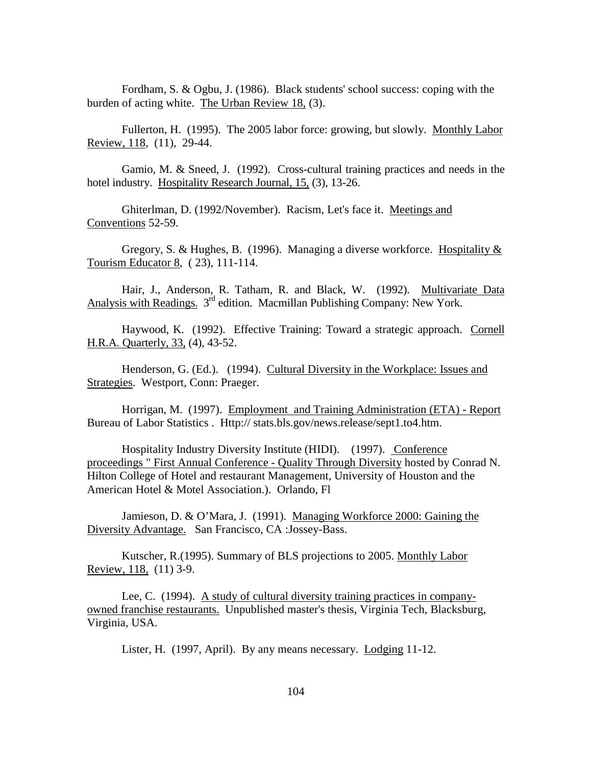Fordham, S. & Ogbu, J. (1986). Black students' school success: coping with the burden of acting white. The Urban Review 18, (3).

Fullerton, H. (1995). The 2005 labor force: growing, but slowly. Monthly Labor Review, 118, (11), 29-44.

Gamio, M. & Sneed, J. (1992). Cross-cultural training practices and needs in the hotel industry. Hospitality Research Journal, 15, (3), 13-26.

Ghiterlman, D. (1992/November). Racism, Let's face it. Meetings and Conventions 52-59.

Gregory, S. & Hughes, B. (1996). Managing a diverse workforce. Hospitality & Tourism Educator 8, ( 23), 111-114.

Hair, J., Anderson, R. Tatham, R. and Black, W. (1992). Multivariate Data Analysis with Readings. 3rd edition. Macmillan Publishing Company: New York.

Haywood, K. (1992). Effective Training: Toward a strategic approach. Cornell H.R.A. Quarterly, 33, (4), 43-52.

Henderson, G. (Ed.). (1994). Cultural Diversity in the Workplace: Issues and Strategies. Westport, Conn: Praeger.

Horrigan, M. (1997). Employment and Training Administration (ETA) - Report Bureau of Labor Statistics . Http:// stats.bls.gov/news.release/sept1.to4.htm.

Hospitality Industry Diversity Institute (HIDI). (1997). Conference proceedings " First Annual Conference - Quality Through Diversity hosted by Conrad N. Hilton College of Hotel and restaurant Management, University of Houston and the American Hotel & Motel Association.). Orlando, Fl

Jamieson, D. & O'Mara, J. (1991). Managing Workforce 2000: Gaining the Diversity Advantage. San Francisco, CA :Jossey-Bass.

Kutscher, R.(1995). Summary of BLS projections to 2005. Monthly Labor Review, 118, (11) 3-9.

Lee, C. (1994). A study of cultural diversity training practices in company-owned franchise restaurants. Unpublished master's thesis, Virginia Tech, Blacksburg, Virginia, USA.

Lister, H. (1997, April). By any means necessary. Lodging 11-12.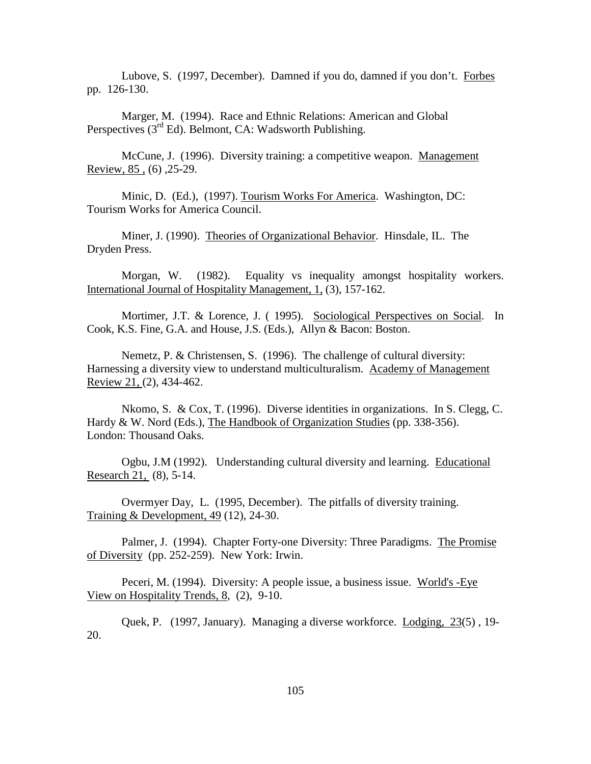Lubove, S. (1997, December). Damned if you do, damned if you don't. Forbes pp. 126-130.

Marger, M. (1994). Race and Ethnic Relations: American and Global Perspectives (3rd Ed). Belmont, CA: Wadsworth Publishing.

McCune, J. (1996). Diversity training: a competitive weapon. Management Review, 85 , (6) ,25-29.

Minic, D. (Ed.), (1997). Tourism Works For America. Washington, DC: Tourism Works for America Council.

Miner, J. (1990). Theories of Organizational Behavior. Hinsdale, IL. The Dryden Press.

Morgan, W. (1982). Equality vs inequality amongst hospitality workers. International Journal of Hospitality Management, 1, (3), 157-162.

Mortimer, J.T. & Lorence, J. ( 1995). Sociological Perspectives on Social. In Cook, K.S. Fine, G.A. and House, J.S. (Eds.), Allyn & Bacon: Boston.

Nemetz, P. & Christensen, S. (1996). The challenge of cultural diversity: Harnessing a diversity view to understand multiculturalism. Academy of Management Review 21, (2), 434-462.

Nkomo, S. & Cox, T. (1996). Diverse identities in organizations. In S. Clegg, C. Hardy & W. Nord (Eds.), The Handbook of Organization Studies (pp. 338-356). London: Thousand Oaks.

Ogbu, J.M (1992). Understanding cultural diversity and learning. Educational Research 21, (8), 5-14.

Overmyer Day, L. (1995, December). The pitfalls of diversity training. Training & Development, 49 (12), 24-30.

Palmer, J. (1994). Chapter Forty-one Diversity: Three Paradigms. The Promise of Diversity (pp. 252-259). New York: Irwin.

Peceri, M. (1994). Diversity: A people issue, a business issue. World's -Eye View on Hospitality Trends, 8, (2), 9-10.

Quek, P. (1997, January). Managing a diverse workforce. Lodging, 23(5) , 19-20.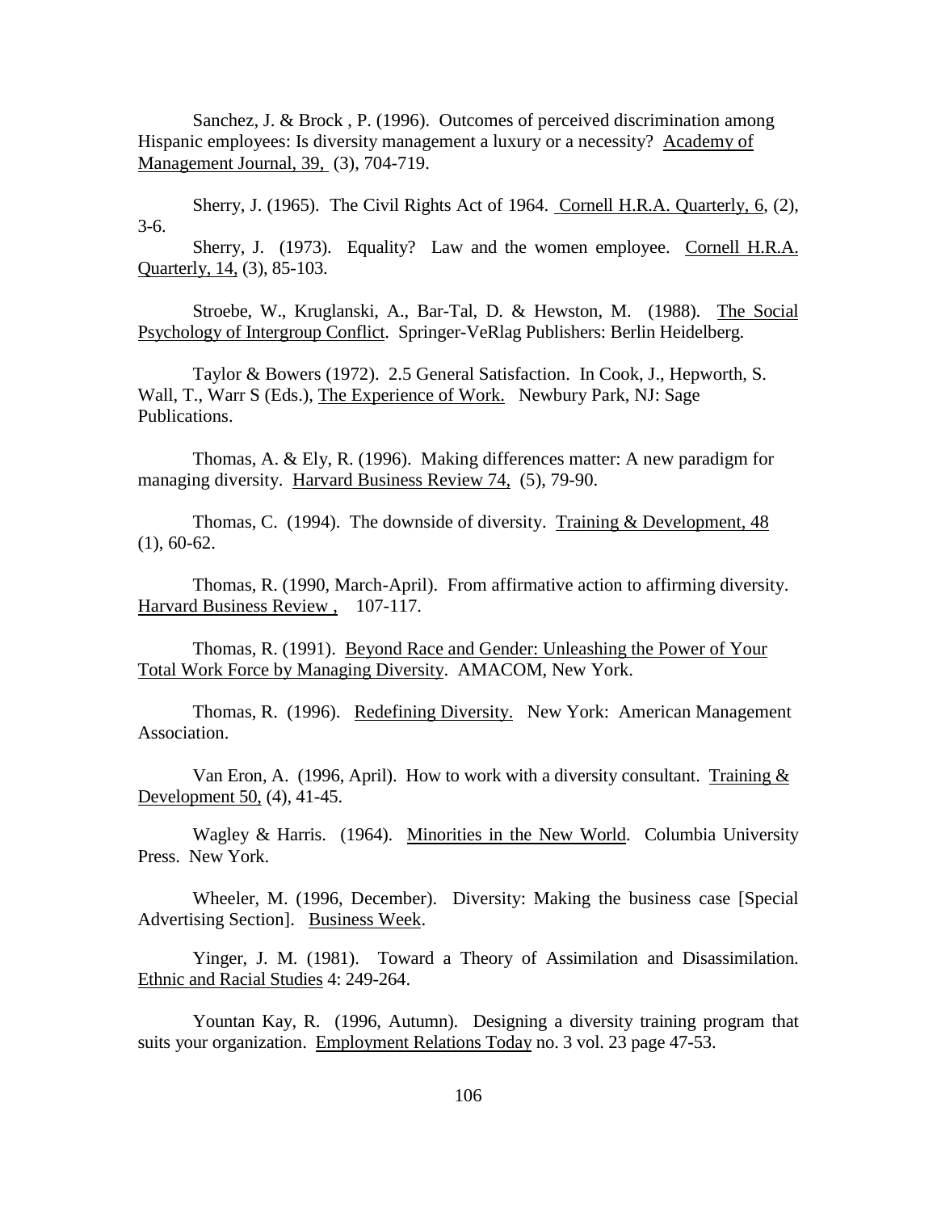Sanchez, J. & Brock , P. (1996). Outcomes of perceived discrimination among Hispanic employees: Is diversity management a luxury or a necessity? Academy of Management Journal, 39, (3), 704-719.

Sherry, J. (1965). The Civil Rights Act of 1964. Cornell H.R.A. Quarterly, 6, (2), 3-6.

Sherry, J. (1973). Equality? Law and the women employee. Cornell H.R.A. Quarterly, 14, (3), 85-103.

Stroebe, W., Kruglanski, A., Bar-Tal, D. & Hewston, M. (1988). The Social Psychology of Intergroup Conflict. Springer-VeRlag Publishers: Berlin Heidelberg.

Taylor & Bowers (1972). 2.5 General Satisfaction. In Cook, J., Hepworth, S. Wall, T., Warr S (Eds.), The Experience of Work. Newbury Park, NJ: Sage Publications.

Thomas, A. & Ely, R. (1996). Making differences matter: A new paradigm for managing diversity. Harvard Business Review 74, (5), 79-90.

Thomas, C. (1994). The downside of diversity. Training & Development, 48 (1), 60-62.

Thomas, R. (1990, March-April). From affirmative action to affirming diversity. Harvard Business Review , 107-117.

Thomas, R. (1991). Beyond Race and Gender: Unleashing the Power of Your Total Work Force by Managing Diversity. AMACOM, New York.

Thomas, R. (1996). Redefining Diversity. New York: American Management Association.

Van Eron, A. (1996, April). How to work with a diversity consultant. Training & Development 50, (4), 41-45.

Wagley & Harris. (1964). Minorities in the New World. Columbia University Press. New York.

Wheeler, M. (1996, December). Diversity: Making the business case [Special Advertising Section]. Business Week.

Yinger, J. M. (1981). Toward a Theory of Assimilation and Disassimilation. Ethnic and Racial Studies 4: 249-264.

Yountan Kay, R. (1996, Autumn). Designing a diversity training program that suits your organization. Employment Relations Today no. 3 vol. 23 page 47-53.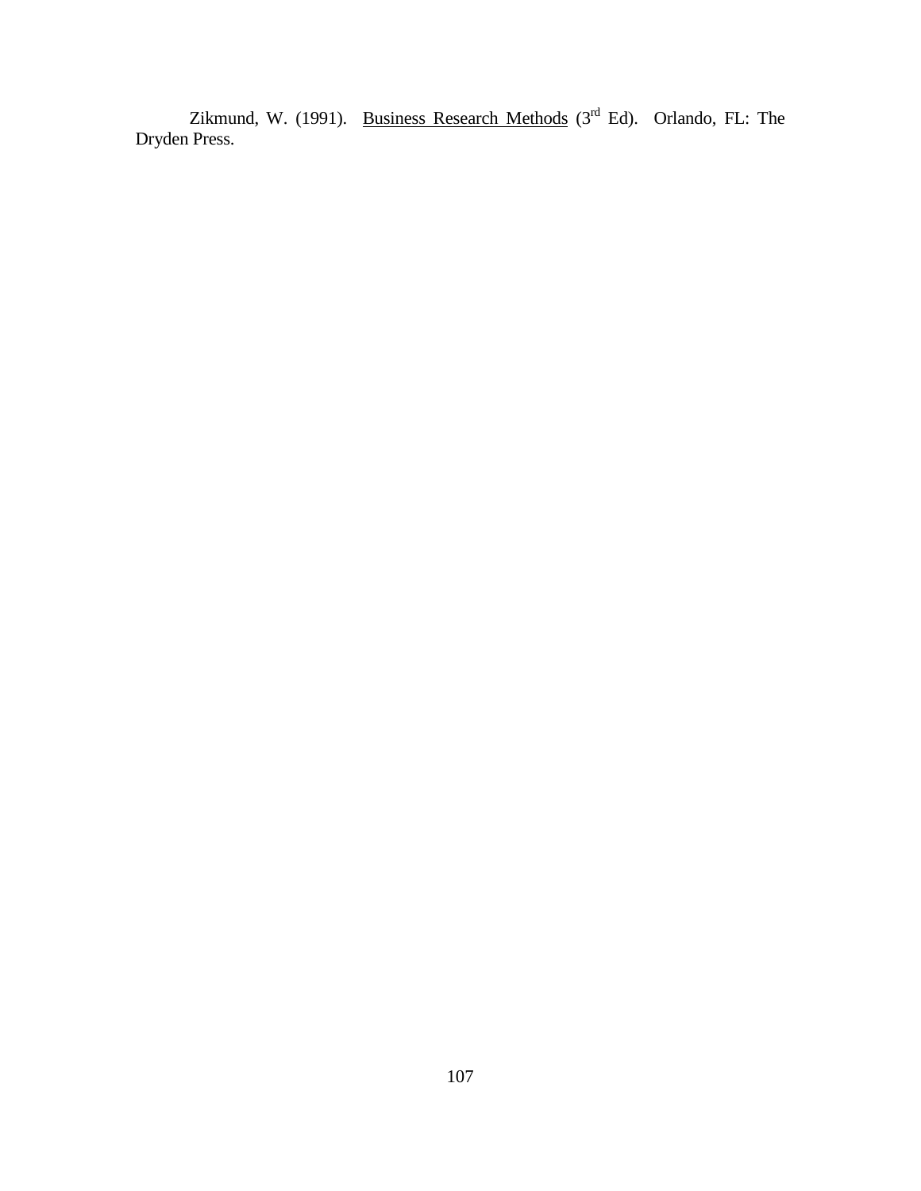Zikmund, W. (1991). Business Research Methods (3rd Ed). Orlando, FL: The Dryden Press.